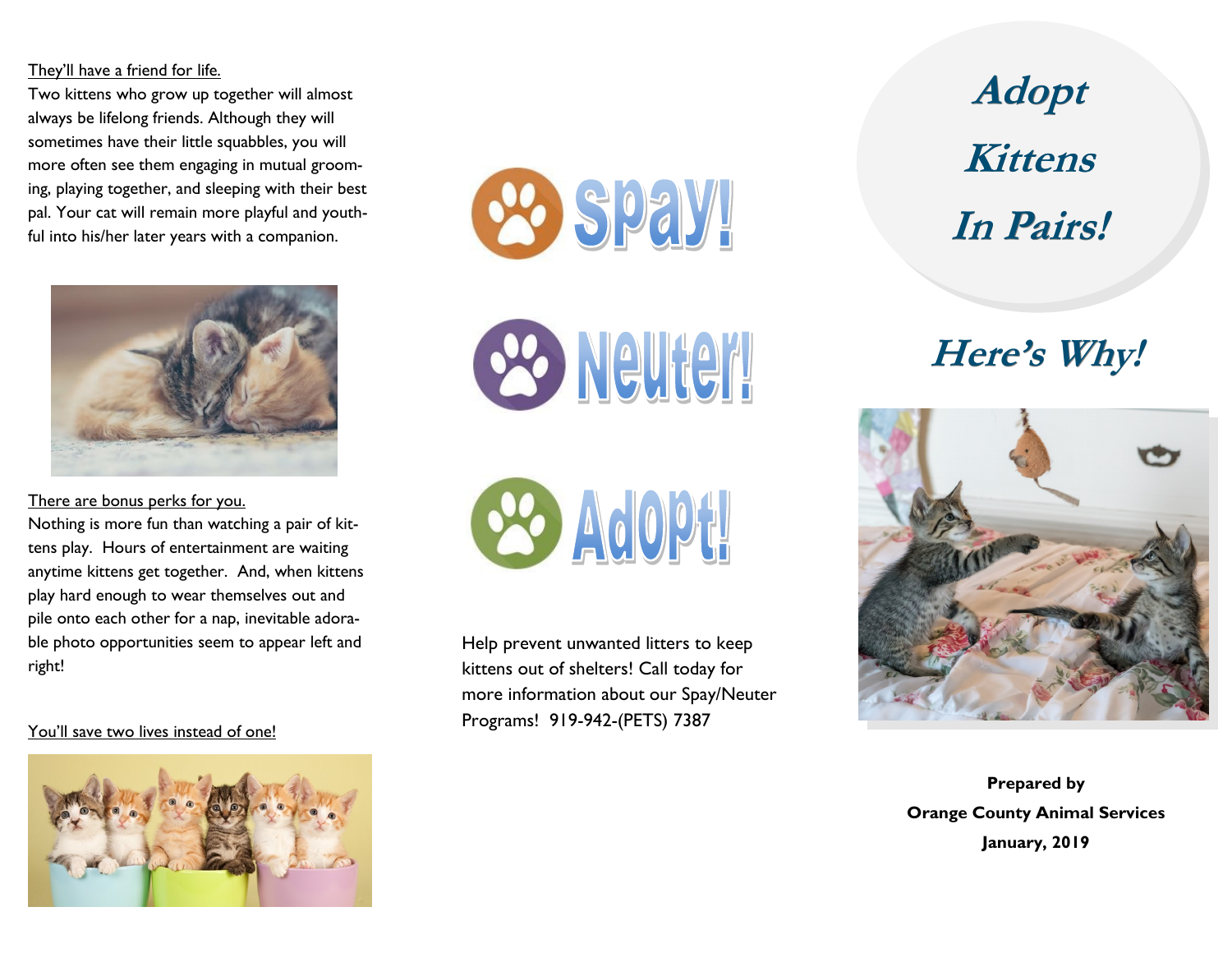# Adopt Kittens In Pairs!

## Here's Why!

**Prepared by**
**Orange County Animal Services**
**January, 2019**

<u>They'll have a friend for life.</u>

Two kittens who grow up together will almost always be lifelong friends. Although they will sometimes have their little squabbles, you will more often see them engaging in mutual grooming, playing together, and sleeping with their best pal. Your cat will remain more playful and youthful into his/her later years with a companion.

<u>There are bonus perks for you.</u>

Nothing is more fun than watching a pair of kittens play. Hours of entertainment are waiting anytime kittens get together. And, when kittens play hard enough to wear themselves out and pile onto each other for a nap, inevitable adorable photo opportunities seem to appear left and right!

<u>You'll save two lives instead of one!</u>

Spay!

Neuter!

Adopt!

Help prevent unwanted litters to keep kittens out of shelters! Call today for more information about our Spay/Neuter Programs! 919-942-(PETS) 7387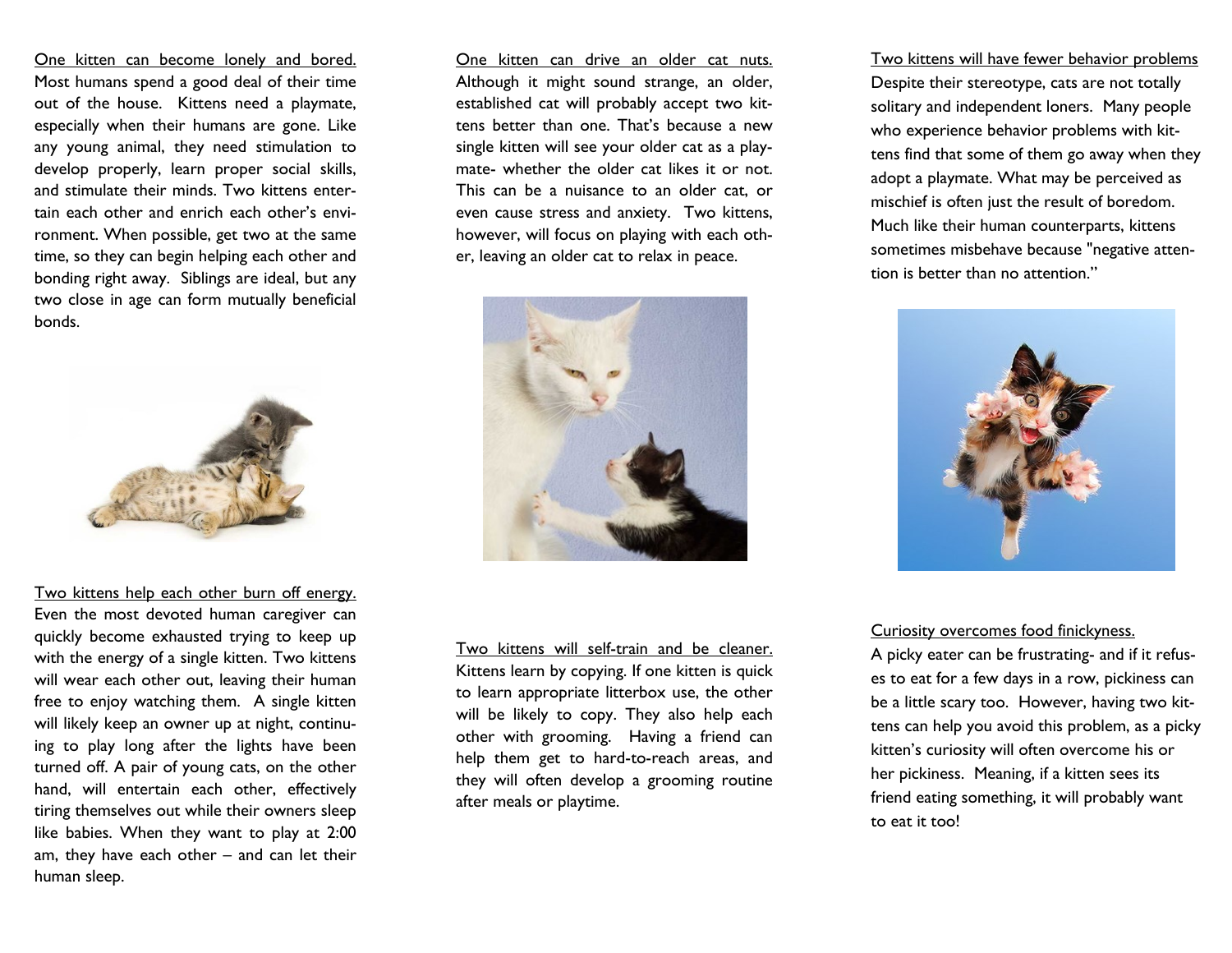One kitten can become lonely and bored.
Most humans spend a good deal of their time out of the house. Kittens need a playmate, especially when their humans are gone. Like any young animal, they need stimulation to develop properly, learn proper social skills, and stimulate their minds. Two kittens entertain each other and enrich each other's environment. When possible, get two at the same time, so they can begin helping each other and bonding right away. Siblings are ideal, but any two close in age can form mutually beneficial bonds.

Two kittens help each other burn off energy.
Even the most devoted human caregiver can quickly become exhausted trying to keep up with the energy of a single kitten. Two kittens will wear each other out, leaving their human free to enjoy watching them. A single kitten will likely keep an owner up at night, continuing to play long after the lights have been turned off. A pair of young cats, on the other hand, will entertain each other, effectively tiring themselves out while their owners sleep like babies. When they want to play at 2:00 am, they have each other – and can let their human sleep.

One kitten can drive an older cat nuts.
Although it might sound strange, an older, established cat will probably accept two kittens better than one. That's because a new single kitten will see your older cat as a playmate- whether the older cat likes it or not. This can be a nuisance to an older cat, or even cause stress and anxiety. Two kittens, however, will focus on playing with each other, leaving an older cat to relax in peace.

Two kittens will self-train and be cleaner.
Kittens learn by copying. If one kitten is quick to learn appropriate litterbox use, the other will be likely to copy. They also help each other with grooming. Having a friend can help them get to hard-to-reach areas, and they will often develop a grooming routine after meals or playtime.

Two kittens will have fewer behavior problems
Despite their stereotype, cats are not totally solitary and independent loners. Many people who experience behavior problems with kittens find that some of them go away when they adopt a playmate. What may be perceived as mischief is often just the result of boredom. Much like their human counterparts, kittens sometimes misbehave because "negative attention is better than no attention."

Curiosity overcomes food finickyness.
A picky eater can be frustrating- and if it refuses to eat for a few days in a row, pickiness can be a little scary too. However, having two kittens can help you avoid this problem, as a picky kitten's curiosity will often overcome his or her pickiness. Meaning, if a kitten sees its friend eating something, it will probably want to eat it too!